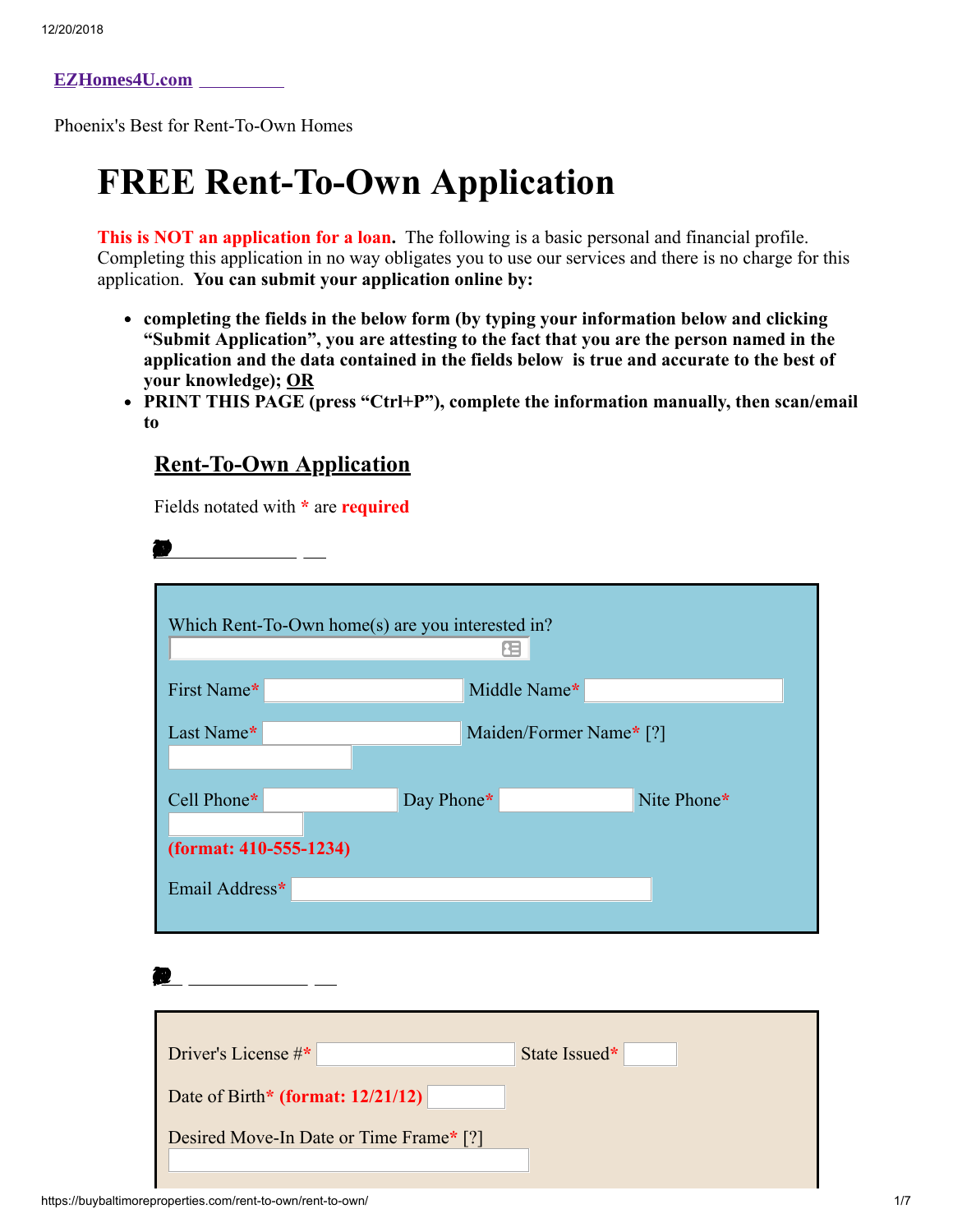**EZHomes4U.com**

Phoenix's Best for Rent-To-Own Homes

# FREE Rent-To-Own Application

**This is NOT an application for a loan.** The following is a basic personal and financial profile. Completing this application in no way obligates you to use our services and there is no charge for this application. **You can submit your application online by:**

- **completing the fields in the below form (by typing your information below and clicking "Submit Application", you are attesting to the fact that you are the person named in the application and the data contained in the fields below is true and accurate to the best of your knowledge); OR**
- **PRINT THIS PAGE (press "Ctrl+P"), complete the information manually, then scan/email to**

## Rent-To-Own Application

Fields notated with * are **required**

Which Rent-To-Own home(s) are you interested in?

First Name* Middle Name*

Last Name* Maiden/Former Name* [?]

Cell Phone* Day Phone* Nite Phone*

**(format: 410-555-1234)**

Email Address*

Driver's License #* State Issued*

Date of Birth* **(format: 12/21/12)**

Desired Move-In Date or Time Frame* [?]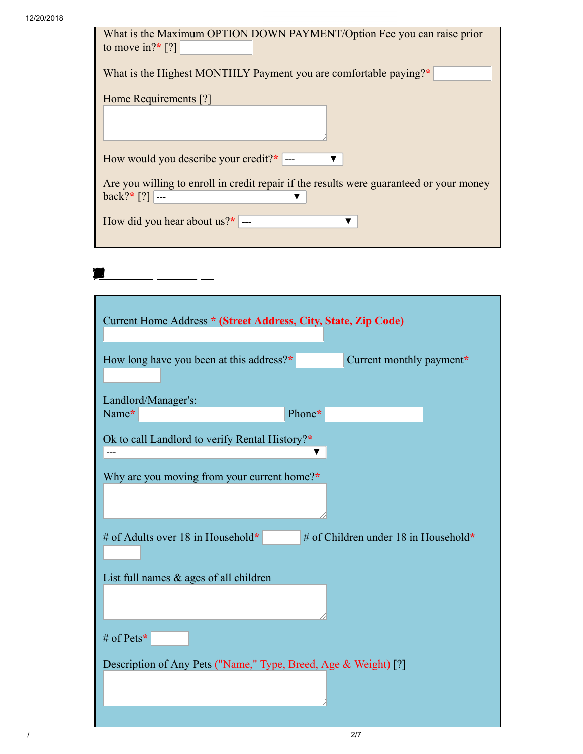What is the Maximum OPTION DOWN PAYMENT/Option Fee you can raise prior to move in?* [?]

What is the Highest MONTHLY Payment you are comfortable paying?*

Home Requirements [?]

How would you describe your credit?* ---

Are you willing to enroll in credit repair if the results were guaranteed or your money back?* [?] ---

How did you hear about us?* ---

Current Home Address * **(Street Address, City, State, Zip Code)**

How long have you been at this address?* Current monthly payment*

Landlord/Manager's:
Name* Phone*

Ok to call Landlord to verify Rental History?*
---

Why are you moving from your current home?*

# of Adults over 18 in Household* # of Children under 18 in Household*

List full names & ages of all children

# of Pets*

Description of Any Pets ("Name," Type, Breed, Age & Weight) [?]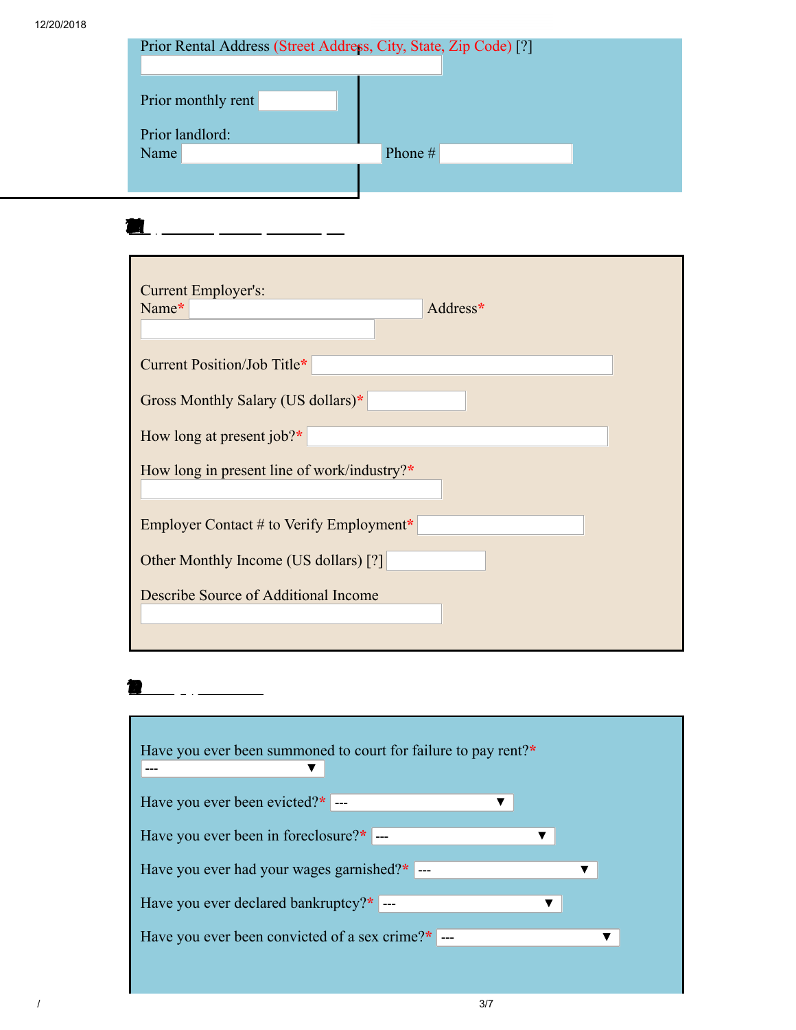Prior Rental Address (Street Address, City, State, Zip Code) [?]

Prior monthly rent

Prior landlord:
Name                                                  Phone #

Current Employer's:
Name*                                                  Address*

Current Position/Job Title*

Gross Monthly Salary (US dollars)*

How long at present job?*

How long in present line of work/industry?*

Employer Contact # to Verify Employment*

Other Monthly Income (US dollars) [?]

Describe Source of Additional Income

Have you ever been summoned to court for failure to pay rent?*
---

Have you ever been evicted?* ---

Have you ever been in foreclosure?* ---

Have you ever had your wages garnished?* ---

Have you ever declared bankruptcy?* ---

Have you ever been convicted of a sex crime?* ---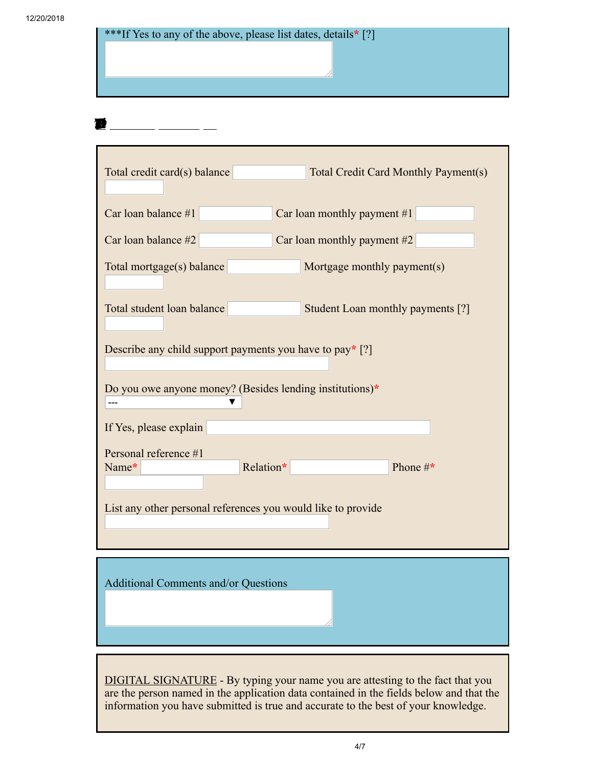***If Yes to any of the above, please list dates, details* [?]

Total credit card(s) balance  Total Credit Card Monthly Payment(s)

Car loan balance #1  Car loan monthly payment #1

Car loan balance #2  Car loan monthly payment #2

Total mortgage(s) balance  Mortgage monthly payment(s)

Total student loan balance  Student Loan monthly payments [?]

Describe any child support payments you have to pay* [?]

Do you owe anyone money? (Besides lending institutions)*

---

If Yes, please explain

Personal reference #1
Name*  Relation*  Phone #*

List any other personal references you would like to provide

Additional Comments and/or Questions

DIGITAL SIGNATURE - By typing your name you are attesting to the fact that you are the person named in the application data contained in the fields below and that the information you have submitted is true and accurate to the best of your knowledge.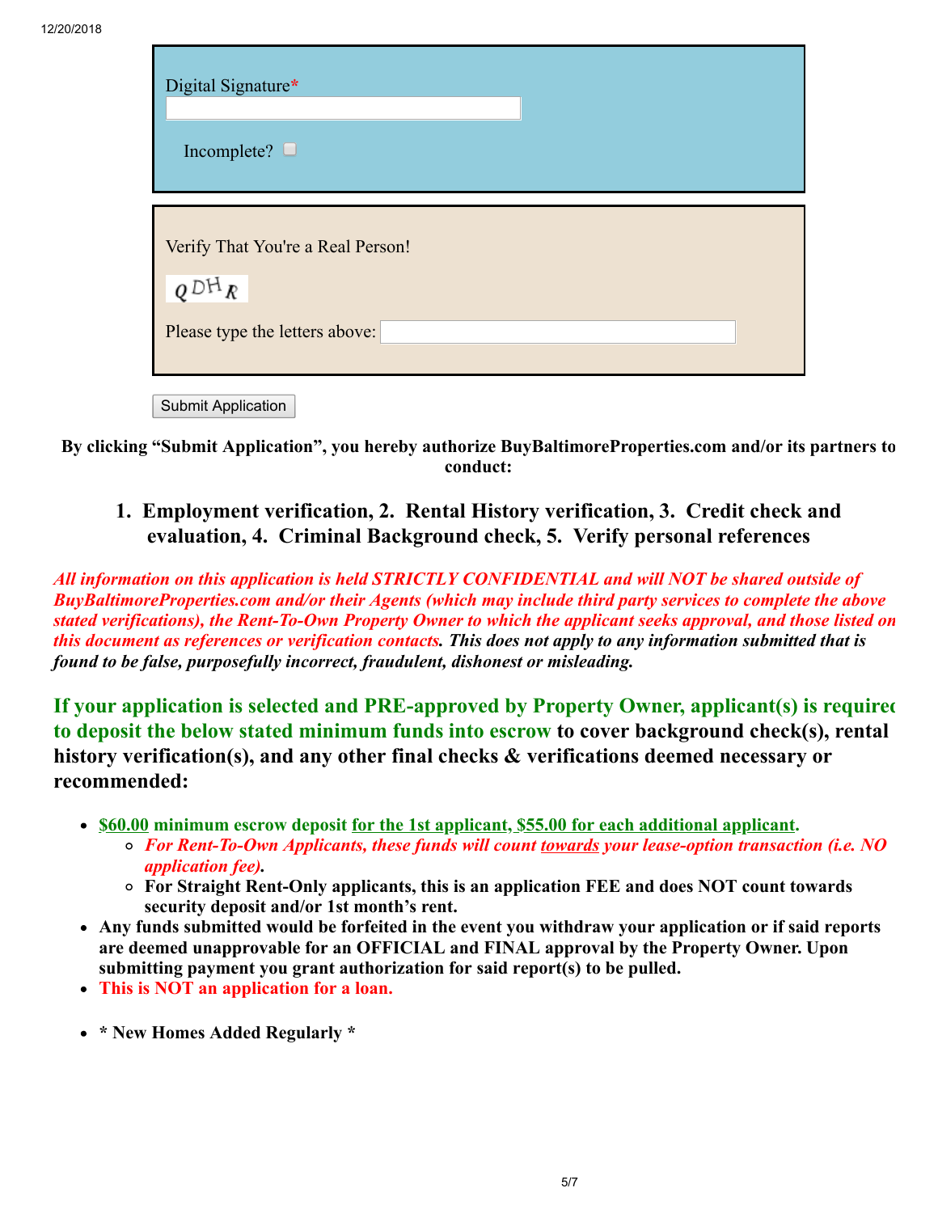Digital Signature*

Incomplete?

Verify That You're a Real Person!

QDHR

Please type the letters above:

Submit Application

**By clicking "Submit Application", you hereby authorize BuyBaltimoreProperties.com and/or its partners to conduct:**

**1. Employment verification, 2. Rental History verification, 3. Credit check and evaluation, 4. Criminal Background check, 5. Verify personal references**

***All information on this application is held STRICTLY CONFIDENTIAL and will NOT be shared outside of BuyBaltimoreProperties.com and/or their Agents (which may include third party services to complete the above stated verifications), the Rent-To-Own Property Owner to which the applicant seeks approval, and those listed on this document as references or verification contacts. This does not apply to any information submitted that is found to be false, purposefully incorrect, fraudulent, dishonest or misleading.***

**If your application is selected and PRE-approved by Property Owner, applicant(s) is required to deposit the below stated minimum funds into escrow to cover background check(s), rental history verification(s), and any other final checks & verifications deemed necessary or recommended:**

- **$60.00 minimum escrow deposit for the 1st applicant, $55.00 for each additional applicant.**
  - ***For Rent-To-Own Applicants, these funds will count towards your lease-option transaction (i.e. NO application fee).***
  - **For Straight Rent-Only applicants, this is an application FEE and does NOT count towards security deposit and/or 1st month's rent.**
- **Any funds submitted would be forfeited in the event you withdraw your application or if said reports are deemed unapprovable for an OFFICIAL and FINAL approval by the Property Owner. Upon submitting payment you grant authorization for said report(s) to be pulled.**
- **This is NOT an application for a loan.**
- **\* New Homes Added Regularly \***